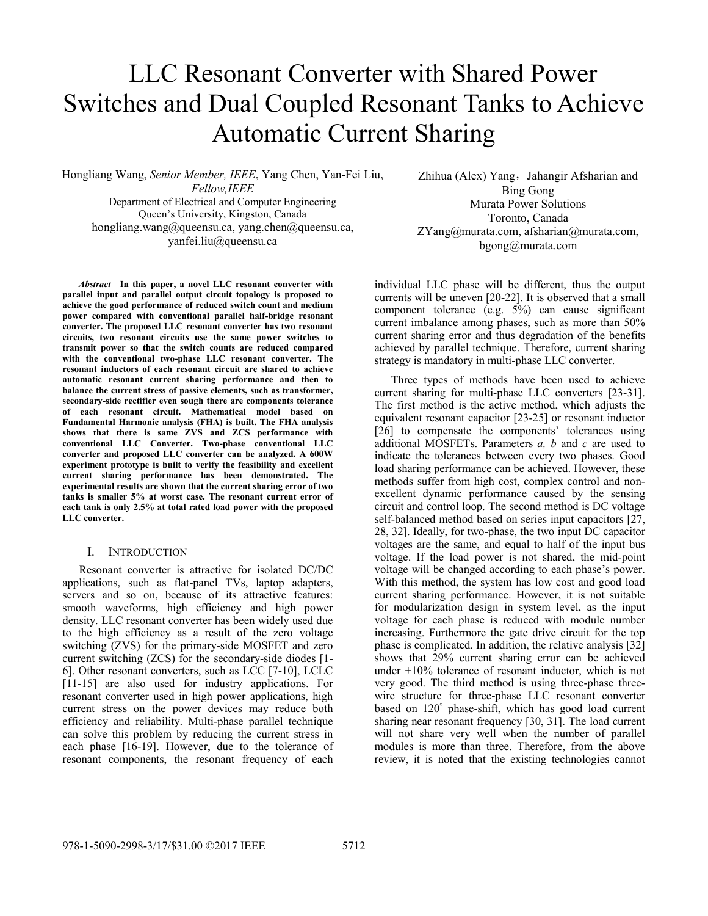# LLC Resonant Converter with Shared Power Switches and Dual Coupled Resonant Tanks to Achieve Automatic Current Sharing

Hongliang Wang, *Senior Member, IEEE*, Yang Chen, Yan-Fei Liu, *Fellow,IEEE*
Department of Electrical and Computer Engineering
Queen's University, Kingston, Canada
hongliang.wang@queensu.ca, yang.chen@queensu.ca, yanfei.liu@queensu.ca

Zhihua (Alex) Yang，Jahangir Afsharian and Bing Gong
Murata Power Solutions
Toronto, Canada
ZYang@murata.com, afsharian@murata.com, bgong@murata.com

***Abstract*—In this paper, a novel LLC resonant converter with parallel input and parallel output circuit topology is proposed to achieve the good performance of reduced switch count and medium power compared with conventional parallel half-bridge resonant converter. The proposed LLC resonant converter has two resonant circuits, two resonant circuits use the same power switches to transmit power so that the switch counts are reduced compared with the conventional two-phase LLC resonant converter. The resonant inductors of each resonant circuit are shared to achieve automatic resonant current sharing performance and then to balance the current stress of passive elements, such as transformer, secondary-side rectifier even sough there are components tolerance of each resonant circuit. Mathematical model based on Fundamental Harmonic analysis (FHA) is built. The FHA analysis shows that there is same ZVS and ZCS performance with conventional LLC Converter. Two-phase conventional LLC converter and proposed LLC converter can be analyzed. A 600W experiment prototype is built to verify the feasibility and excellent current sharing performance has been demonstrated. The experimental results are shown that the current sharing error of two tanks is smaller 5% at worst case. The resonant current error of each tank is only 2.5% at total rated load power with the proposed LLC converter.**

## I. Introduction

Resonant converter is attractive for isolated DC/DC applications, such as flat-panel TVs, laptop adapters, servers and so on, because of its attractive features: smooth waveforms, high efficiency and high power density. LLC resonant converter has been widely used due to the high efficiency as a result of the zero voltage switching (ZVS) for the primary-side MOSFET and zero current switching (ZCS) for the secondary-side diodes [1-6]. Other resonant converters, such as LCC [7-10], LCLC [11-15] are also used for industry applications. For resonant converter used in high power applications, high current stress on the power devices may reduce both efficiency and reliability. Multi-phase parallel technique can solve this problem by reducing the current stress in each phase [16-19]. However, due to the tolerance of resonant components, the resonant frequency of each individual LLC phase will be different, thus the output currents will be uneven [20-22]. It is observed that a small component tolerance (e.g. 5%) can cause significant current imbalance among phases, such as more than 50% current sharing error and thus degradation of the benefits achieved by parallel technique. Therefore, current sharing strategy is mandatory in multi-phase LLC converter.

Three types of methods have been used to achieve current sharing for multi-phase LLC converters [23-31]. The first method is the active method, which adjusts the equivalent resonant capacitor [23-25] or resonant inductor [26] to compensate the components' tolerances using additional MOSFETs. Parameters *a, b* and *c* are used to indicate the tolerances between every two phases. Good load sharing performance can be achieved. However, these methods suffer from high cost, complex control and non-excellent dynamic performance caused by the sensing circuit and control loop. The second method is DC voltage self-balanced method based on series input capacitors [27, 28, 32]. Ideally, for two-phase, the two input DC capacitor voltages are the same, and equal to half of the input bus voltage. If the load power is not shared, the mid-point voltage will be changed according to each phase's power. With this method, the system has low cost and good load current sharing performance. However, it is not suitable for modularization design in system level, as the input voltage for each phase is reduced with module number increasing. Furthermore the gate drive circuit for the top phase is complicated. In addition, the relative analysis [32] shows that 29% current sharing error can be achieved under +10% tolerance of resonant inductor, which is not very good. The third method is using three-phase three-wire structure for three-phase LLC resonant converter based on 120° phase-shift, which has good load current sharing near resonant frequency [30, 31]. The load current will not share very well when the number of parallel modules is more than three. Therefore, from the above review, it is noted that the existing technologies cannot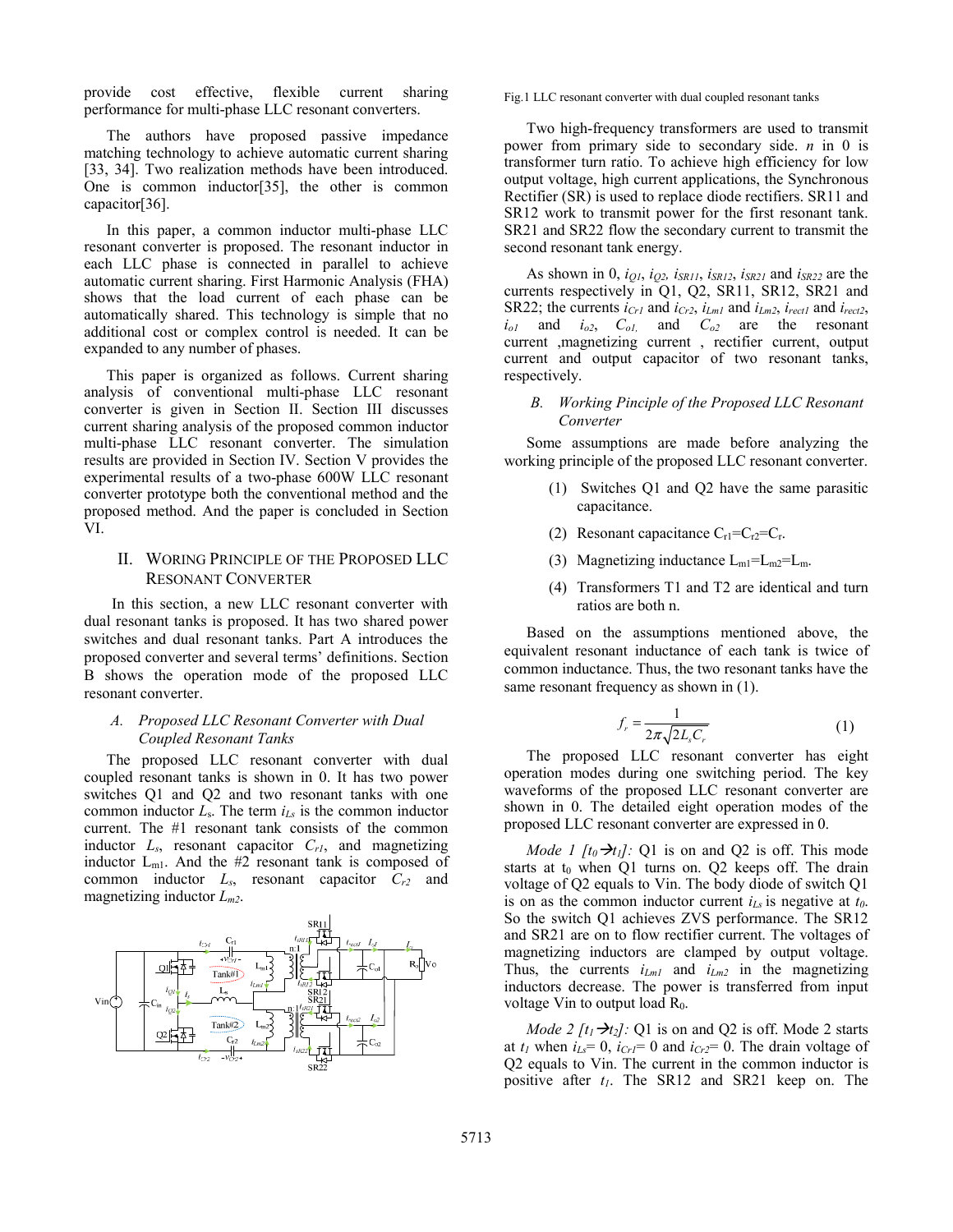provide cost effective, flexible current sharing performance for multi-phase LLC resonant converters.

The authors have proposed passive impedance matching technology to achieve automatic current sharing [33, 34]. Two realization methods have been introduced. One is common inductor[35], the other is common capacitor[36].

In this paper, a common inductor multi-phase LLC resonant converter is proposed. The resonant inductor in each LLC phase is connected in parallel to achieve automatic current sharing. First Harmonic Analysis (FHA) shows that the load current of each phase can be automatically shared. This technology is simple that no additional cost or complex control is needed. It can be expanded to any number of phases.

This paper is organized as follows. Current sharing analysis of conventional multi-phase LLC resonant converter is given in Section II. Section III discusses current sharing analysis of the proposed common inductor multi-phase LLC resonant converter. The simulation results are provided in Section IV. Section V provides the experimental results of a two-phase 600W LLC resonant converter prototype both the conventional method and the proposed method. And the paper is concluded in Section VI.

## II. Woring Principle of the Proposed LLC Resonant Converter

In this section, a new LLC resonant converter with dual resonant tanks is proposed. It has two shared power switches and dual resonant tanks. Part A introduces the proposed converter and several terms' definitions. Section B shows the operation mode of the proposed LLC resonant converter.

### *A. Proposed LLC Resonant Converter with Dual Coupled Resonant Tanks*

The proposed LLC resonant converter with dual coupled resonant tanks is shown in 0. It has two power switches Q1 and Q2 and two resonant tanks with one common inductor $L_s$. The term $i_{Ls}$ is the common inductor current. The #1 resonant tank consists of the common inductor $L_s$, resonant capacitor $C_{r1}$, and magnetizing inductor $L_{m1}$. And the #2 resonant tank is composed of common inductor $L_s$, resonant capacitor $C_{r2}$ and magnetizing inductor $L_{m2}$.

Fig.1 LLC resonant converter with dual coupled resonant tanks

Two high-frequency transformers are used to transmit power from primary side to secondary side. $n$ in 0 is transformer turn ratio. To achieve high efficiency for low output voltage, high current applications, the Synchronous Rectifier (SR) is used to replace diode rectifiers. SR11 and SR12 work to transmit power for the first resonant tank. SR21 and SR22 flow the secondary current to transmit the second resonant tank energy.

As shown in 0, $i_{Q1}$, $i_{Q2}$, $i_{SR11}$, $i_{SR12}$, $i_{SR21}$ and $i_{SR22}$ are the currents respectively in Q1, Q2, SR11, SR12, SR21 and SR22; the currents $i_{Cr1}$ and $i_{Cr2}$, $i_{Lm1}$ and $i_{Lm2}$, $i_{rect1}$ and $i_{rect2}$, $i_{o1}$ and $i_{o2}$, $C_{o1}$, and $C_{o2}$ are the resonant current ,magnetizing current , rectifier current, output current and output capacitor of two resonant tanks, respectively.

### *B. Working Principle of the Proposed LLC Resonant Converter*

Some assumptions are made before analyzing the working principle of the proposed LLC resonant converter.

(1) Switches Q1 and Q2 have the same parasitic capacitance.

(2) Resonant capacitance $C_{r1}=C_{r2}=C_r$.

(3) Magnetizing inductance $L_{m1}=L_{m2}=L_m$.

(4) Transformers T1 and T2 are identical and turn ratios are both n.

Based on the assumptions mentioned above, the equivalent resonant inductance of each tank is twice of common inductance. Thus, the two resonant tanks have the same resonant frequency as shown in (1).

$$f_r = \frac{1}{2\pi\sqrt{2L_s C_r}} \tag{1}$$

The proposed LLC resonant converter has eight operation modes during one switching period. The key waveforms of the proposed LLC resonant converter are shown in 0. The detailed eight operation modes of the proposed LLC resonant converter are expressed in 0.

*Mode 1 [$t_0$→$t_1$]:* Q1 is on and Q2 is off. This mode starts at $t_0$ when Q1 turns on. Q2 keeps off. The drain voltage of Q2 equals to Vin. The body diode of switch Q1 is on as the common inductor current $i_{Ls}$ is negative at $t_0$. So the switch Q1 achieves ZVS performance. The SR12 and SR21 are on to flow rectifier current. The voltages of magnetizing inductors are clamped by output voltage. Thus, the currents $i_{Lm1}$ and $i_{Lm2}$ in the magnetizing inductors decrease. The power is transferred from input voltage Vin to output load $R_0$.

*Mode 2 [$t_1$→$t_2$]:* Q1 is on and Q2 is off. Mode 2 starts at $t_1$ when $i_{Ls}$= 0, $i_{Cr1}$= 0 and $i_{Cr2}$= 0. The drain voltage of Q2 equals to Vin. The current in the common inductor is positive after $t_1$. The SR12 and SR21 keep on. The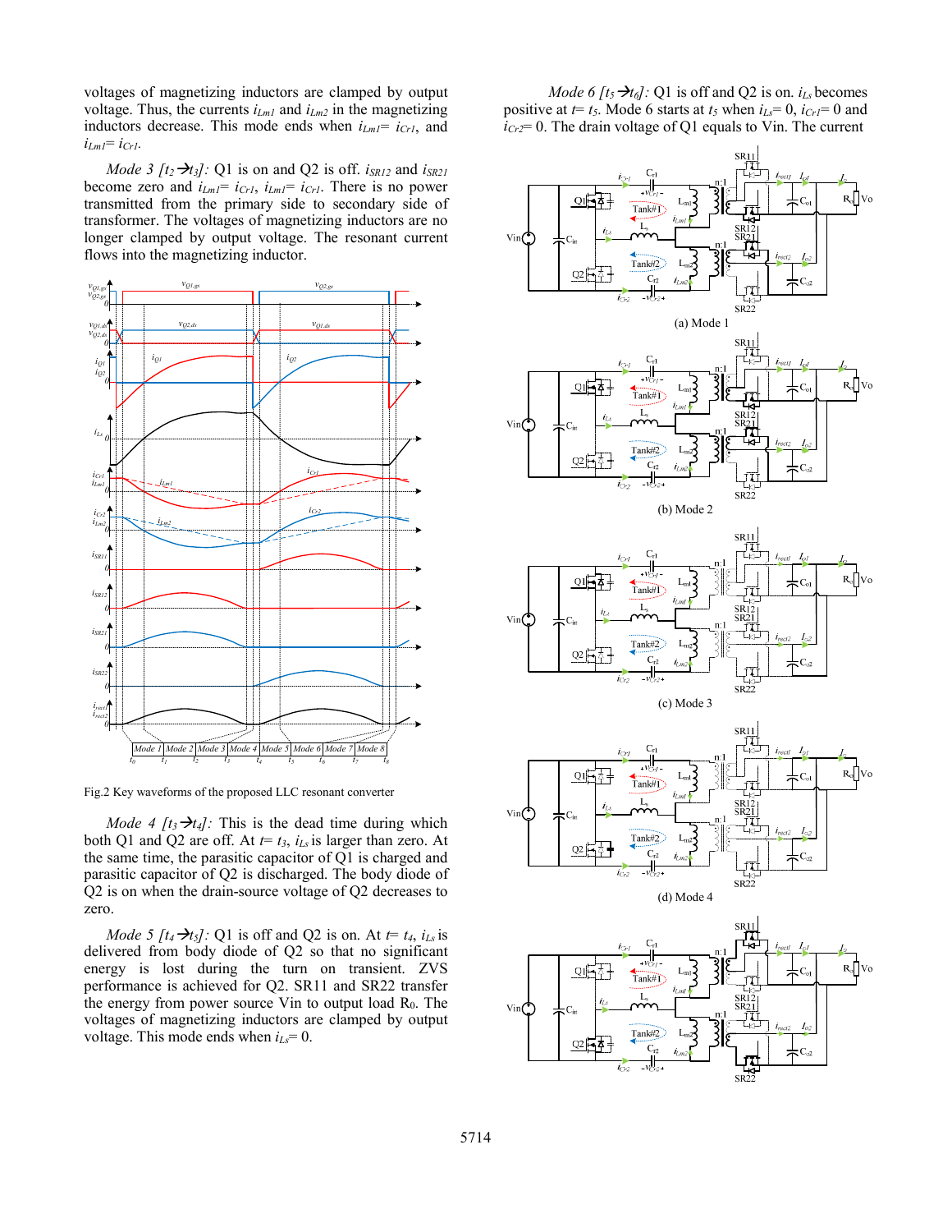voltages of magnetizing inductors are clamped by output voltage. Thus, the currents $i_{Lm1}$ and $i_{Lm2}$ in the magnetizing inductors decrease. This mode ends when $i_{Lm1}= i_{Cr1}$, and $i_{Lm1}= i_{Cr1}$.

*Mode 3 [$t_2 \rightarrow t_3$]:* Q1 is on and Q2 is off. $i_{SR12}$ and $i_{SR21}$ become zero and $i_{Lm1}= i_{Cr1}$, $i_{Lm1}= i_{Cr1}$. There is no power transmitted from the primary side to secondary side of transformer. The voltages of magnetizing inductors are no longer clamped by output voltage. The resonant current flows into the magnetizing inductor.

Fig.2 Key waveforms of the proposed LLC resonant converter

*Mode 4 [$t_3 \rightarrow t_4$]:* This is the dead time during which both Q1 and Q2 are off. At $t= t_3$, $i_{Ls}$ is larger than zero. At the same time, the parasitic capacitor of Q1 is charged and parasitic capacitor of Q2 is discharged. The body diode of Q2 is on when the drain-source voltage of Q2 decreases to zero.

*Mode 5 [$t_4 \rightarrow t_5$]:* Q1 is off and Q2 is on. At $t= t_4$, $i_{Ls}$ is delivered from body diode of Q2 so that no significant energy is lost during the turn on transient. ZVS performance is achieved for Q2. SR11 and SR22 transfer the energy from power source Vin to output load $R_0$. The voltages of magnetizing inductors are clamped by output voltage. This mode ends when $i_{Ls}= 0$.

*Mode 6 [$t_5 \rightarrow t_6$]:* Q1 is off and Q2 is on. $i_{Ls}$ becomes positive at $t= t_5$. Mode 6 starts at $t_5$ when $i_{Ls}= 0$, $i_{Cr1}= 0$ and $i_{Cr2}= 0$. The drain voltage of Q1 equals to Vin. The current

(a) Mode 1

(b) Mode 2

(c) Mode 3

(d) Mode 4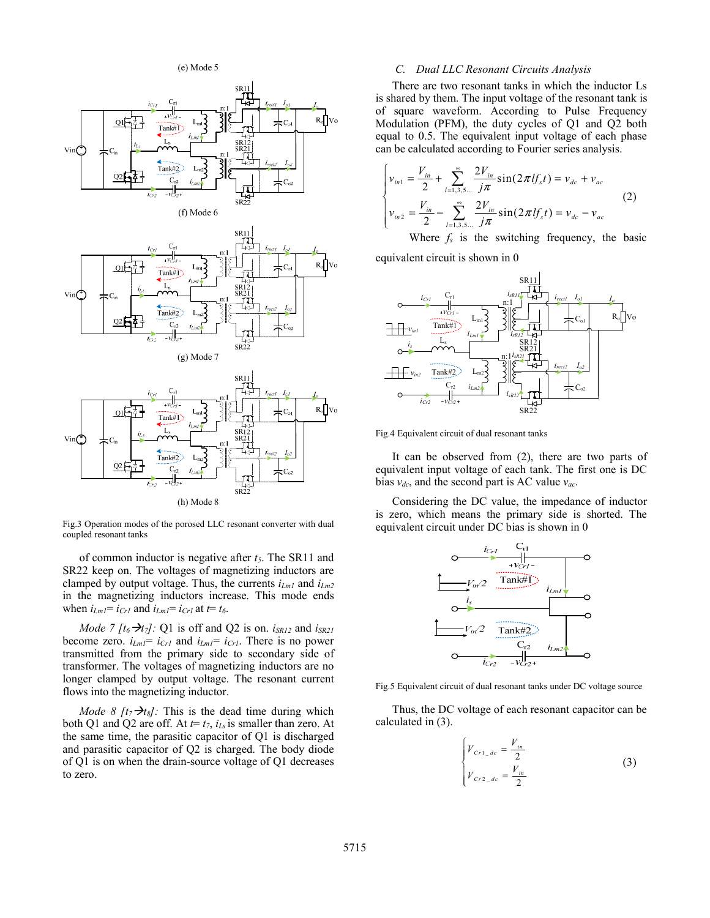(e) Mode 5

(f) Mode 6

(g) Mode 7

(h) Mode 8

Fig.3 Operation modes of the porosed LLC resonant converter with dual coupled resonant tanks

of common inductor is negative after $t_5$. The SR11 and SR22 keep on. The voltages of magnetizing inductors are clamped by output voltage. Thus, the currents $i_{Lm1}$ and $i_{Lm2}$ in the magnetizing inductors increase. This mode ends when $i_{Lm1}= i_{Cr1}$ and $i_{Lm1}= i_{Cr1}$ at $t= t_6$.

*Mode 7 [$t_6 \rightarrow t_7$]:* Q1 is off and Q2 is on. $i_{SR12}$ and $i_{SR21}$ become zero. $i_{Lm1}= i_{Cr1}$ and $i_{Lm1}= i_{Cr1}$. There is no power transmitted from the primary side to secondary side of transformer. The voltages of magnetizing inductors are no longer clamped by output voltage. The resonant current flows into the magnetizing inductor.

*Mode 8 [$t_7 \rightarrow t_8$]:* This is the dead time during which both Q1 and Q2 are off. At $t= t_7$, $i_{Ls}$ is smaller than zero. At the same time, the parasitic capacitor of Q1 is discharged and parasitic capacitor of Q2 is charged. The body diode of Q1 is on when the drain-source voltage of Q1 decreases to zero.

### C. Dual LLC Resonant Circuits Analysis

There are two resonant tanks in which the inductor Ls is shared by them. The input voltage of the resonant tank is of square waveform. According to Pulse Frequency Modulation (PFM), the duty cycles of Q1 and Q2 both equal to 0.5. The equivalent input voltage of each phase can be calculated according to Fourier series analysis.

$$\begin{cases} v_{in1} = \dfrac{V_{in}}{2} + \displaystyle\sum_{l=1,3,5\ldots}^{\infty} \dfrac{2V_{in}}{j\pi}\sin(2\pi l f_s t) = v_{dc} + v_{ac} \\ v_{in2} = \dfrac{V_{in}}{2} - \displaystyle\sum_{l=1,3,5\ldots}^{\infty} \dfrac{2V_{in}}{j\pi}\sin(2\pi l f_s t) = v_{dc} - v_{ac} \end{cases} \quad (2)$$

Where $f_s$ is the switching frequency, the basic equivalent circuit is shown in 0

Fig.4 Equivalent circuit of dual resonant tanks

It can be observed from (2), there are two parts of equivalent input voltage of each tank. The first one is DC bias $v_{dc}$, and the second part is AC value $v_{ac}$.

Considering the DC value, the impedance of inductor is zero, which means the primary side is shorted. The equivalent circuit under DC bias is shown in 0

Fig.5 Equivalent circuit of dual resonant tanks under DC voltage source

Thus, the DC voltage of each resonant capacitor can be calculated in (3).

$$\begin{cases} V_{Cr1\_dc} = \dfrac{V_{in}}{2} \\ V_{Cr2\_dc} = \dfrac{V_{in}}{2} \end{cases} \quad (3)$$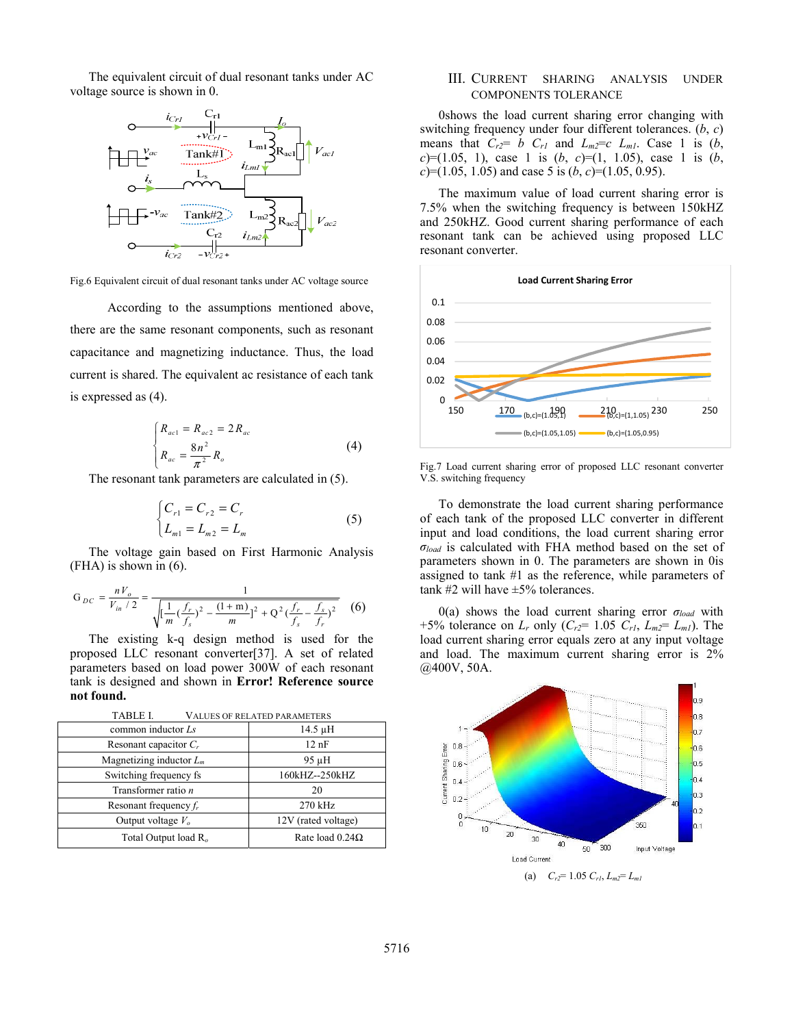The equivalent circuit of dual resonant tanks under AC voltage source is shown in 0.

Fig.6 Equivalent circuit of dual resonant tanks under AC voltage source

According to the assumptions mentioned above, there are the same resonant components, such as resonant capacitance and magnetizing inductance. Thus, the load current is shared. The equivalent ac resistance of each tank is expressed as (4).

$$\begin{cases} R_{ac1} = R_{ac2} = 2R_{ac} \\ R_{ac} = \dfrac{8n^2}{\pi^2} R_o \end{cases} \quad (4)$$

The resonant tank parameters are calculated in (5).

$$\begin{cases} C_{r1} = C_{r2} = C_r \\ L_{m1} = L_{m2} = L_m \end{cases} \quad (5)$$

The voltage gain based on First Harmonic Analysis (FHA) is shown in (6).

$$G_{DC} = \frac{nV_o}{V_{in}/2} = \frac{1}{\sqrt{[\frac{1}{m}(\frac{f_r}{f_s})^2 - \frac{(1+m)}{m}]^2 + Q^2(\frac{f_r}{f_s} - \frac{f_s}{f_r})^2}} \quad (6)$$

The existing k-q design method is used for the proposed LLC resonant converter[37]. A set of related parameters based on load power 300W of each resonant tank is designed and shown in **Error! Reference source not found.**

TABLE I. VALUES OF RELATED PARAMETERS

| | |
|---|---|
| common inductor *Ls* | 14.5 µH |
| Resonant capacitor $C_r$ | 12 nF |
| Magnetizing inductor $L_m$ | 95 µH |
| Switching frequency fs | 160kHZ--250kHZ |
| Transformer ratio *n* | 20 |
| Resonant frequency $f_r$ | 270 kHz |
| Output voltage $V_o$ | 12V (rated voltage) |
| Total Output load $R_o$ | Rate load 0.24Ω |

## III. CURRENT SHARING ANALYSIS UNDER COMPONENTS TOLERANCE

0shows the load current sharing error changing with switching frequency under four different tolerances. ($b$, $c$) means that $C_{r2}$= $b$ $C_{r1}$ and $L_{m2}$=$c$ $L_{m1}$. Case 1 is ($b$, $c$)=(1.05, 1), case 1 is ($b$, $c$)=(1, 1.05), case 1 is ($b$, $c$)=(1.05, 1.05) and case 5 is ($b$, $c$)=(1.05, 0.95).

The maximum value of load current sharing error is 7.5% when the switching frequency is between 150kHZ and 250kHZ. Good current sharing performance of each resonant tank can be achieved using proposed LLC resonant converter.

Fig.7 Load current sharing error of proposed LLC resonant converter V.S. switching frequency

To demonstrate the load current sharing performance of each tank of the proposed LLC converter in different input and load conditions, the load current sharing error $\sigma_{load}$ is calculated with FHA method based on the set of parameters shown in 0. The parameters are shown in 0is assigned to tank #1 as the reference, while parameters of tank #2 will have ±5% tolerances.

0(a) shows the load current sharing error $\sigma_{load}$ with +5% tolerance on $L_r$ only ($C_{r2}$= 1.05 $C_{r1}$, $L_{m2}$= $L_{m1}$). The load current sharing error equals zero at any input voltage and load. The maximum current sharing error is 2% @400V, 50A.

(a) $C_{r2}$= 1.05 $C_{r1}$, $L_{m2}$= $L_{m1}$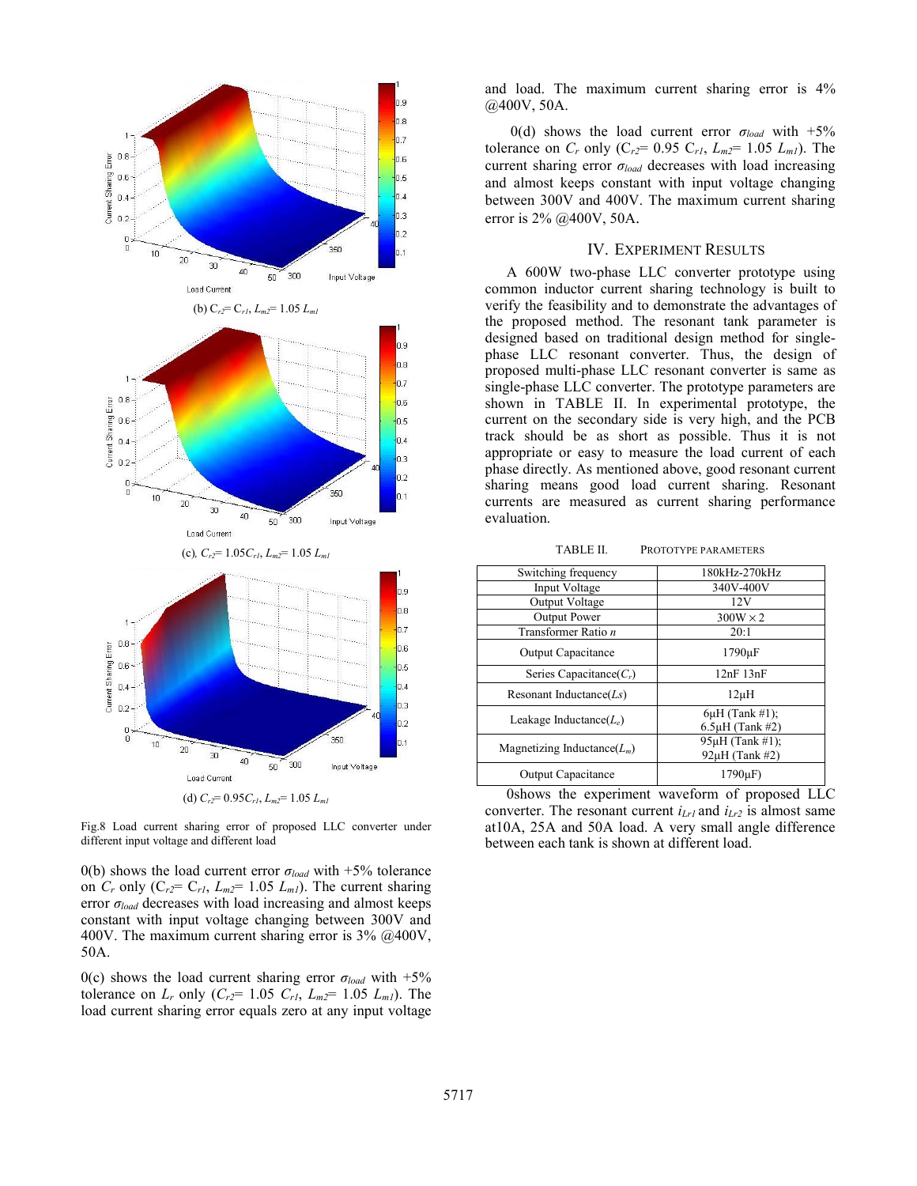(b) $C_{r2}$= $C_{r1}$, $L_{m2}$= 1.05 $L_{m1}$

(c), $C_{r2}$= 1.05$C_{r1}$, $L_{m2}$= 1.05 $L_{m1}$

(d) $C_{r2}$= 0.95$C_{r1}$, $L_{m2}$= 1.05 $L_{m1}$

Fig.8 Load current sharing error of proposed LLC converter under different input voltage and different load

0(b) shows the load current error $\sigma_{load}$ with +5% tolerance on $C_r$ only ($C_{r2}$= $C_{r1}$, $L_{m2}$= 1.05 $L_{m1}$). The current sharing error $\sigma_{load}$ decreases with load increasing and almost keeps constant with input voltage changing between 300V and 400V. The maximum current sharing error is 3% @400V, 50A.

0(c) shows the load current sharing error $\sigma_{load}$ with +5% tolerance on $L_r$ only ($C_{r2}$= 1.05 $C_{r1}$, $L_{m2}$= 1.05 $L_{m1}$). The load current sharing error equals zero at any input voltage and load. The maximum current sharing error is 4% @400V, 50A.

0(d) shows the load current error $\sigma_{load}$ with +5% tolerance on $C_r$ only ($C_{r2}$= 0.95 $C_{r1}$, $L_{m2}$= 1.05 $L_{m1}$). The current sharing error $\sigma_{load}$ decreases with load increasing and almost keeps constant with input voltage changing between 300V and 400V. The maximum current sharing error is 2% @400V, 50A.

## IV. Experiment Results

A 600W two-phase LLC converter prototype using common inductor current sharing technology is built to verify the feasibility and to demonstrate the advantages of the proposed method. The resonant tank parameter is designed based on traditional design method for single-phase LLC resonant converter. Thus, the design of proposed multi-phase LLC resonant converter is same as single-phase LLC converter. The prototype parameters are shown in TABLE II. In experimental prototype, the current on the secondary side is very high, and the PCB track should be as short as possible. Thus it is not appropriate or easy to measure the load current of each phase directly. As mentioned above, good resonant current sharing means good load current sharing. Resonant currents are measured as current sharing performance evaluation.

TABLE II. Prototype Parameters

| | |
|---|---|
| Switching frequency | 180kHz-270kHz |
| Input Voltage | 340V-400V |
| Output Voltage | 12V |
| Output Power | 300W × 2 |
| Transformer Ratio $n$ | 20:1 |
| Output Capacitance | 1790μF |
| Series Capacitance($C_r$) | 12nF 13nF |
| Resonant Inductance($Ls$) | 12μH |
| Leakage Inductance($L_e$) | 6μH (Tank #1); 6.5μH (Tank #2) |
| Magnetizing Inductance($L_m$) | 95μH (Tank #1); 92μH (Tank #2) |
| Output Capacitance | 1790μF) |

0shows the experiment waveform of proposed LLC converter. The resonant current $i_{Lr1}$ and $i_{Lr2}$ is almost same at10A, 25A and 50A load. A very small angle difference between each tank is shown at different load.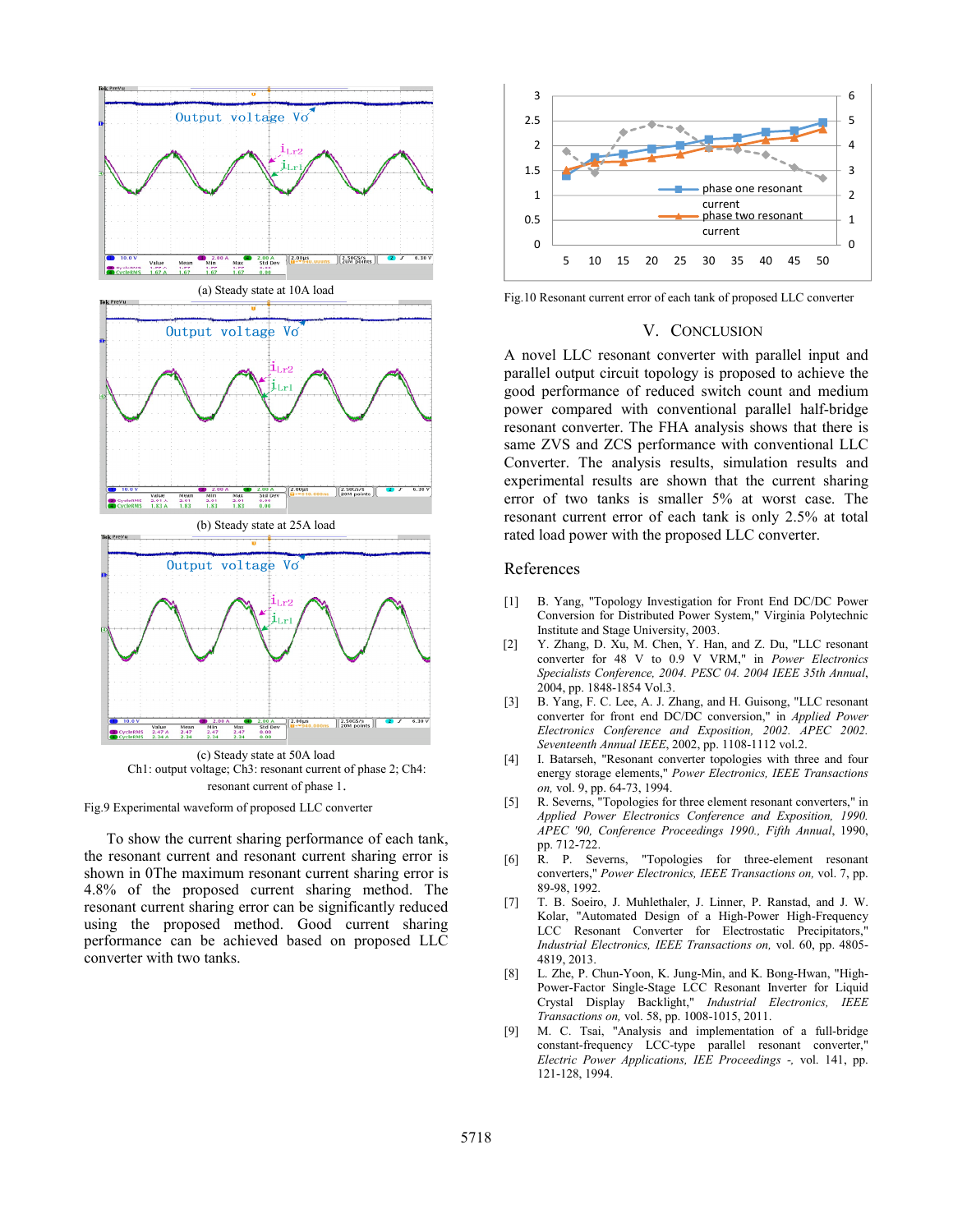(a) Steady state at 10A load

(b) Steady state at 25A load

(c) Steady state at 50A load
Ch1: output voltage; Ch3: resonant current of phase 2; Ch4: resonant current of phase 1.

Fig.9 Experimental waveform of proposed LLC converter

To show the current sharing performance of each tank, the resonant current and resonant current sharing error is shown in 0The maximum resonant current sharing error is 4.8% of the proposed current sharing method. The resonant current sharing error can be significantly reduced using the proposed method. Good current sharing performance can be achieved based on proposed LLC converter with two tanks.

Fig.10 Resonant current error of each tank of proposed LLC converter

## V. CONCLUSION

A novel LLC resonant converter with parallel input and parallel output circuit topology is proposed to achieve the good performance of reduced switch count and medium power compared with conventional parallel half-bridge resonant converter. The FHA analysis shows that there is same ZVS and ZCS performance with conventional LLC Converter. The analysis results, simulation results and experimental results are shown that the current sharing error of two tanks is smaller 5% at worst case. The resonant current error of each tank is only 2.5% at total rated load power with the proposed LLC converter.

## References

[1] B. Yang, "Topology Investigation for Front End DC/DC Power Conversion for Distributed Power System," Virginia Polytechnic Institute and Stage University, 2003.

[2] Y. Zhang, D. Xu, M. Chen, Y. Han, and Z. Du, "LLC resonant converter for 48 V to 0.9 V VRM," in *Power Electronics Specialists Conference, 2004. PESC 04. 2004 IEEE 35th Annual*, 2004, pp. 1848-1854 Vol.3.

[3] B. Yang, F. C. Lee, A. J. Zhang, and H. Guisong, "LLC resonant converter for front end DC/DC conversion," in *Applied Power Electronics Conference and Exposition, 2002. APEC 2002. Seventeenth Annual IEEE*, 2002, pp. 1108-1112 vol.2.

[4] I. Batarseh, "Resonant converter topologies with three and four energy storage elements," *Power Electronics, IEEE Transactions on,* vol. 9, pp. 64-73, 1994.

[5] R. Severns, "Topologies for three element resonant converters," in *Applied Power Electronics Conference and Exposition, 1990. APEC '90, Conference Proceedings 1990., Fifth Annual*, 1990, pp. 712-722.

[6] R. P. Severns, "Topologies for three-element resonant converters," *Power Electronics, IEEE Transactions on,* vol. 7, pp. 89-98, 1992.

[7] T. B. Soeiro, J. Muhlethaler, J. Linner, P. Ranstad, and J. W. Kolar, "Automated Design of a High-Power High-Frequency LCC Resonant Converter for Electrostatic Precipitators," *Industrial Electronics, IEEE Transactions on,* vol. 60, pp. 4805-4819, 2013.

[8] L. Zhe, P. Chun-Yoon, K. Jung-Min, and K. Bong-Hwan, "High-Power-Factor Single-Stage LCC Resonant Inverter for Liquid Crystal Display Backlight," *Industrial Electronics, IEEE Transactions on,* vol. 58, pp. 1008-1015, 2011.

[9] M. C. Tsai, "Analysis and implementation of a full-bridge constant-frequency LCC-type parallel resonant converter," *Electric Power Applications, IEE Proceedings -,* vol. 141, pp. 121-128, 1994.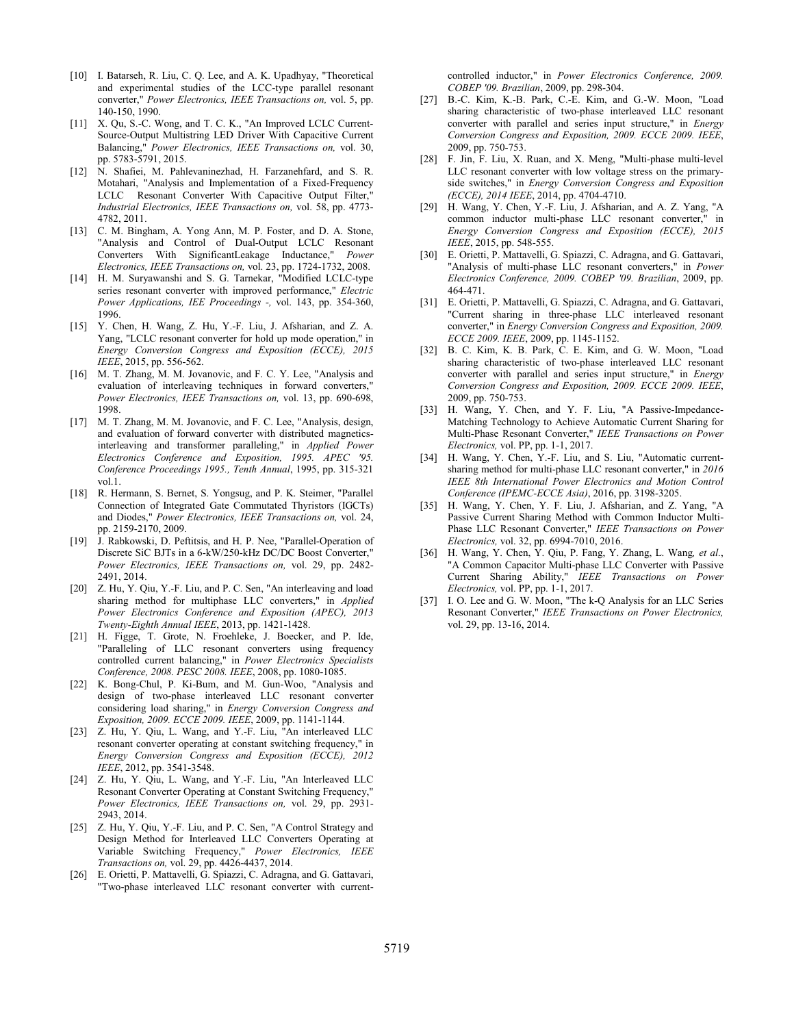[10] I. Batarseh, R. Liu, C. Q. Lee, and A. K. Upadhyay, "Theoretical and experimental studies of the LCC-type parallel resonant converter," *Power Electronics, IEEE Transactions on,* vol. 5, pp. 140-150, 1990.

[11] X. Qu, S.-C. Wong, and T. C. K., "An Improved LCLC Current-Source-Output Multistring LED Driver With Capacitive Current Balancing," *Power Electronics, IEEE Transactions on,* vol. 30, pp. 5783-5791, 2015.

[12] N. Shafiei, M. Pahlevaninezhad, H. Farzanehfard, and S. R. Motahari, "Analysis and Implementation of a Fixed-Frequency LCLC Resonant Converter With Capacitive Output Filter," *Industrial Electronics, IEEE Transactions on,* vol. 58, pp. 4773-4782, 2011.

[13] C. M. Bingham, A. Yong Ann, M. P. Foster, and D. A. Stone, "Analysis and Control of Dual-Output LCLC Resonant Converters With SignificantLeakage Inductance," *Power Electronics, IEEE Transactions on,* vol. 23, pp. 1724-1732, 2008.

[14] H. M. Suryawanshi and S. G. Tarnekar, "Modified LCLC-type series resonant converter with improved performance," *Electric Power Applications, IEE Proceedings -,* vol. 143, pp. 354-360, 1996.

[15] Y. Chen, H. Wang, Z. Hu, Y.-F. Liu, J. Afsharian, and Z. A. Yang, "LCLC resonant converter for hold up mode operation," in *Energy Conversion Congress and Exposition (ECCE), 2015 IEEE*, 2015, pp. 556-562.

[16] M. T. Zhang, M. M. Jovanovic, and F. C. Y. Lee, "Analysis and evaluation of interleaving techniques in forward converters," *Power Electronics, IEEE Transactions on,* vol. 13, pp. 690-698, 1998.

[17] M. T. Zhang, M. M. Jovanovic, and F. C. Lee, "Analysis, design, and evaluation of forward converter with distributed magnetics-interleaving and transformer paralleling," in *Applied Power Electronics Conference and Exposition, 1995. APEC '95. Conference Proceedings 1995., Tenth Annual*, 1995, pp. 315-321 vol.1.

[18] R. Hermann, S. Bernet, S. Yongsug, and P. K. Steimer, "Parallel Connection of Integrated Gate Commutated Thyristors (IGCTs) and Diodes," *Power Electronics, IEEE Transactions on,* vol. 24, pp. 2159-2170, 2009.

[19] J. Rabkowski, D. Peftitsis, and H. P. Nee, "Parallel-Operation of Discrete SiC BJTs in a 6-kW/250-kHz DC/DC Boost Converter," *Power Electronics, IEEE Transactions on,* vol. 29, pp. 2482-2491, 2014.

[20] Z. Hu, Y. Qiu, Y.-F. Liu, and P. C. Sen, "An interleaving and load sharing method for multiphase LLC converters," in *Applied Power Electronics Conference and Exposition (APEC), 2013 Twenty-Eighth Annual IEEE*, 2013, pp. 1421-1428.

[21] H. Figge, T. Grote, N. Froehleke, J. Boecker, and P. Ide, "Paralleling of LLC resonant converters using frequency controlled current balancing," in *Power Electronics Specialists Conference, 2008. PESC 2008. IEEE*, 2008, pp. 1080-1085.

[22] K. Bong-Chul, P. Ki-Bum, and M. Gun-Woo, "Analysis and design of two-phase interleaved LLC resonant converter considering load sharing," in *Energy Conversion Congress and Exposition, 2009. ECCE 2009. IEEE*, 2009, pp. 1141-1144.

[23] Z. Hu, Y. Qiu, L. Wang, and Y.-F. Liu, "An interleaved LLC resonant converter operating at constant switching frequency," in *Energy Conversion Congress and Exposition (ECCE), 2012 IEEE*, 2012, pp. 3541-3548.

[24] Z. Hu, Y. Qiu, L. Wang, and Y.-F. Liu, "An Interleaved LLC Resonant Converter Operating at Constant Switching Frequency," *Power Electronics, IEEE Transactions on,* vol. 29, pp. 2931-2943, 2014.

[25] Z. Hu, Y. Qiu, Y.-F. Liu, and P. C. Sen, "A Control Strategy and Design Method for Interleaved LLC Converters Operating at Variable Switching Frequency," *Power Electronics, IEEE Transactions on,* vol. 29, pp. 4426-4437, 2014.

[26] E. Orietti, P. Mattavelli, G. Spiazzi, C. Adragna, and G. Gattavari, "Two-phase interleaved LLC resonant converter with current-controlled inductor," in *Power Electronics Conference, 2009. COBEP '09. Brazilian*, 2009, pp. 298-304.

[27] B.-C. Kim, K.-B. Park, C.-E. Kim, and G.-W. Moon, "Load sharing characteristic of two-phase interleaved LLC resonant converter with parallel and series input structure," in *Energy Conversion Congress and Exposition, 2009. ECCE 2009. IEEE*, 2009, pp. 750-753.

[28] F. Jin, F. Liu, X. Ruan, and X. Meng, "Multi-phase multi-level LLC resonant converter with low voltage stress on the primary-side switches," in *Energy Conversion Congress and Exposition (ECCE), 2014 IEEE*, 2014, pp. 4704-4710.

[29] H. Wang, Y. Chen, Y.-F. Liu, J. Afsharian, and A. Z. Yang, "A common inductor multi-phase LLC resonant converter," in *Energy Conversion Congress and Exposition (ECCE), 2015 IEEE*, 2015, pp. 548-555.

[30] E. Orietti, P. Mattavelli, G. Spiazzi, C. Adragna, and G. Gattavari, "Analysis of multi-phase LLC resonant converters," in *Power Electronics Conference, 2009. COBEP '09. Brazilian*, 2009, pp. 464-471.

[31] E. Orietti, P. Mattavelli, G. Spiazzi, C. Adragna, and G. Gattavari, "Current sharing in three-phase LLC interleaved resonant converter," in *Energy Conversion Congress and Exposition, 2009. ECCE 2009. IEEE*, 2009, pp. 1145-1152.

[32] B. C. Kim, K. B. Park, C. E. Kim, and G. W. Moon, "Load sharing characteristic of two-phase interleaved LLC resonant converter with parallel and series input structure," in *Energy Conversion Congress and Exposition, 2009. ECCE 2009. IEEE*, 2009, pp. 750-753.

[33] H. Wang, Y. Chen, and Y. F. Liu, "A Passive-Impedance-Matching Technology to Achieve Automatic Current Sharing for Multi-Phase Resonant Converter," *IEEE Transactions on Power Electronics,* vol. PP, pp. 1-1, 2017.

[34] H. Wang, Y. Chen, Y.-F. Liu, and S. Liu, "Automatic current-sharing method for multi-phase LLC resonant converter," in *2016 IEEE 8th International Power Electronics and Motion Control Conference (IPEMC-ECCE Asia)*, 2016, pp. 3198-3205.

[35] H. Wang, Y. Chen, Y. F. Liu, J. Afsharian, and Z. Yang, "A Passive Current Sharing Method with Common Inductor Multi-Phase LLC Resonant Converter," *IEEE Transactions on Power Electronics,* vol. 32, pp. 6994-7010, 2016.

[36] H. Wang, Y. Chen, Y. Qiu, P. Fang, Y. Zhang, L. Wang*, et al.*, "A Common Capacitor Multi-phase LLC Converter with Passive Current Sharing Ability," *IEEE Transactions on Power Electronics,* vol. PP, pp. 1-1, 2017.

[37] I. O. Lee and G. W. Moon, "The k-Q Analysis for an LLC Series Resonant Converter," *IEEE Transactions on Power Electronics,* vol. 29, pp. 13-16, 2014.